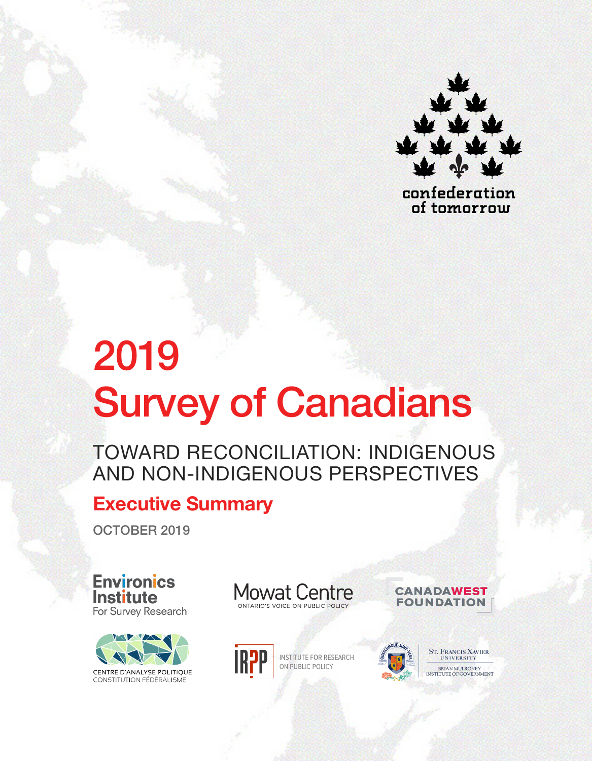confederation of tomorrow

# 2019 Survey of Canadians

## TOWARD RECONCILIATION: INDIGENOUS AND NON-INDIGENOUS PERSPECTIVES

## Executive Summary

OCTOBER 2019

Environics Institute For Survey Research

Mowat Centre ONTARIO'S VOICE ON PUBLIC POLICY

CANADA WEST FOUNDATION

CENTRE D'ANALYSE POLITIQUE CONSTITUTION FÉDÉRALISME

IRPP INSTITUTE FOR RESEARCH ON PUBLIC POLICY

ST. FRANCIS XAVIER UNIVERSITY BRIAN MULRONEY INSTITUTE OF GOVERNMENT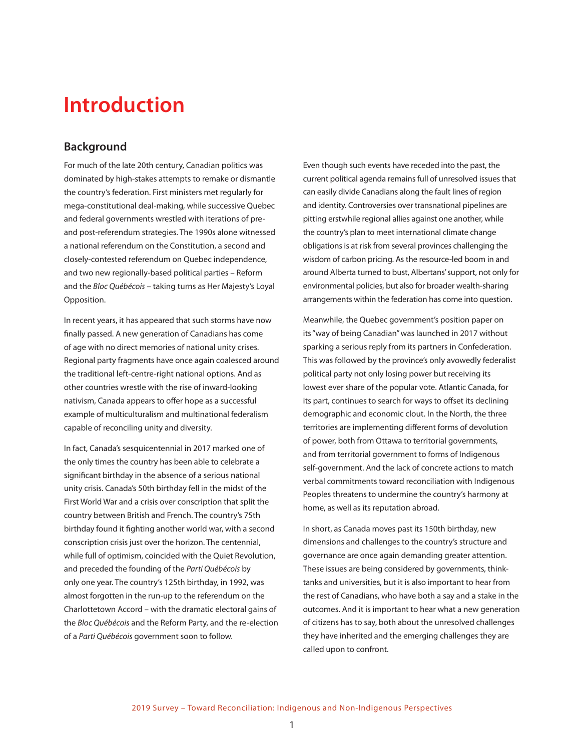# Introduction

## Background

For much of the late 20th century, Canadian politics was dominated by high-stakes attempts to remake or dismantle the country's federation. First ministers met regularly for mega-constitutional deal-making, while successive Quebec and federal governments wrestled with iterations of pre- and post-referendum strategies. The 1990s alone witnessed a national referendum on the Constitution, a second and closely-contested referendum on Quebec independence, and two new regionally-based political parties – Reform and the *Bloc Québécois* – taking turns as Her Majesty's Loyal Opposition.

In recent years, it has appeared that such storms have now finally passed. A new generation of Canadians has come of age with no direct memories of national unity crises. Regional party fragments have once again coalesced around the traditional left-centre-right national options. And as other countries wrestle with the rise of inward-looking nativism, Canada appears to offer hope as a successful example of multiculturalism and multinational federalism capable of reconciling unity and diversity.

In fact, Canada's sesquicentennial in 2017 marked one of the only times the country has been able to celebrate a significant birthday in the absence of a serious national unity crisis. Canada's 50th birthday fell in the midst of the First World War and a crisis over conscription that split the country between British and French. The country's 75th birthday found it fighting another world war, with a second conscription crisis just over the horizon. The centennial, while full of optimism, coincided with the Quiet Revolution, and preceded the founding of the *Parti Québécois* by only one year. The country's 125th birthday, in 1992, was almost forgotten in the run-up to the referendum on the Charlottetown Accord – with the dramatic electoral gains of the *Bloc Québécois* and the Reform Party, and the re-election of a *Parti Québécois* government soon to follow.

Even though such events have receded into the past, the current political agenda remains full of unresolved issues that can easily divide Canadians along the fault lines of region and identity. Controversies over transnational pipelines are pitting erstwhile regional allies against one another, while the country's plan to meet international climate change obligations is at risk from several provinces challenging the wisdom of carbon pricing. As the resource-led boom in and around Alberta turned to bust, Albertans' support, not only for environmental policies, but also for broader wealth-sharing arrangements within the federation has come into question.

Meanwhile, the Quebec government's position paper on its "way of being Canadian" was launched in 2017 without sparking a serious reply from its partners in Confederation. This was followed by the province's only avowedly federalist political party not only losing power but receiving its lowest ever share of the popular vote. Atlantic Canada, for its part, continues to search for ways to offset its declining demographic and economic clout. In the North, the three territories are implementing different forms of devolution of power, both from Ottawa to territorial governments, and from territorial government to forms of Indigenous self-government. And the lack of concrete actions to match verbal commitments toward reconciliation with Indigenous Peoples threatens to undermine the country's harmony at home, as well as its reputation abroad.

In short, as Canada moves past its 150th birthday, new dimensions and challenges to the country's structure and governance are once again demanding greater attention. These issues are being considered by governments, think-tanks and universities, but it is also important to hear from the rest of Canadians, who have both a say and a stake in the outcomes. And it is important to hear what a new generation of citizens has to say, both about the unresolved challenges they have inherited and the emerging challenges they are called upon to confront.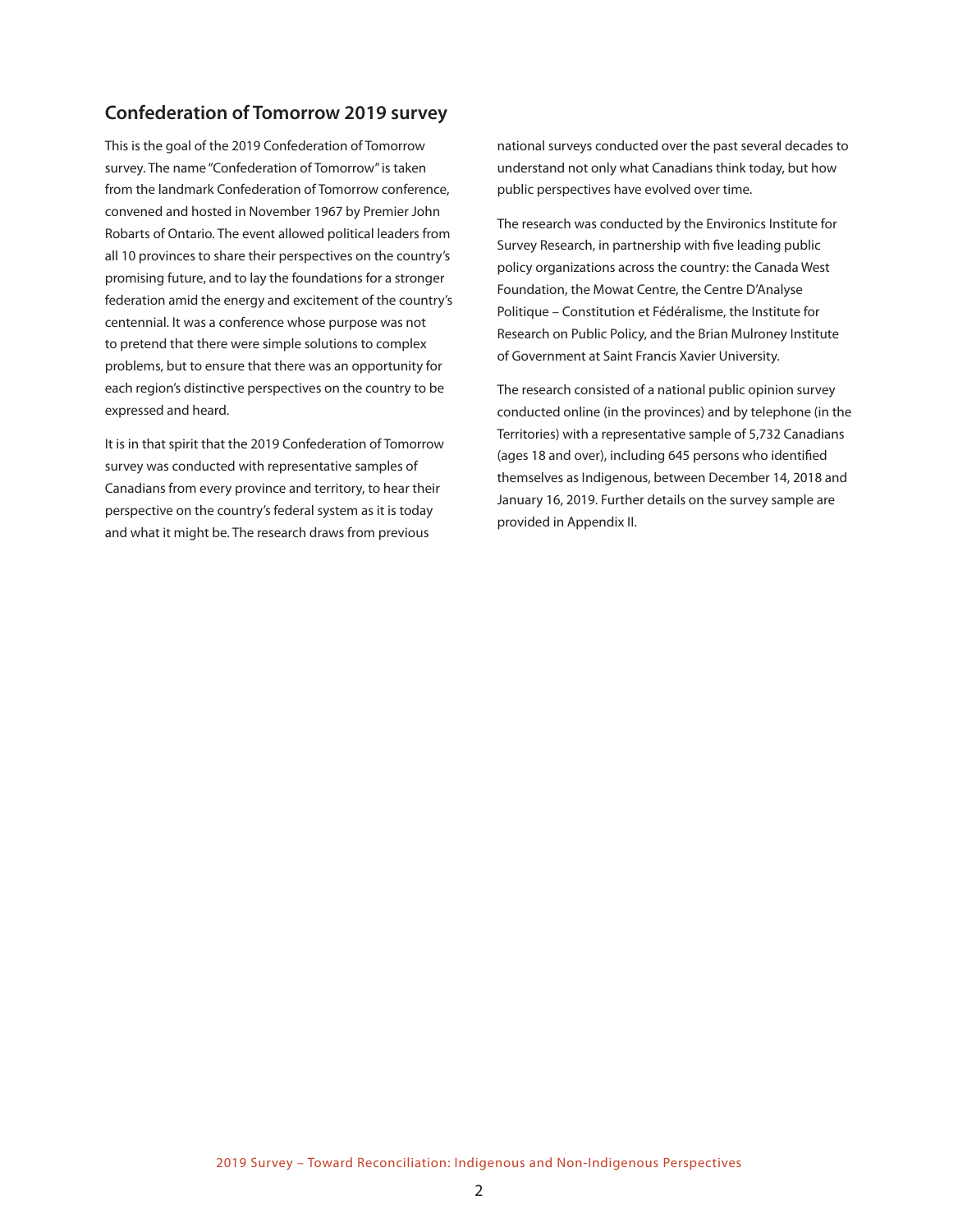## Confederation of Tomorrow 2019 survey

This is the goal of the 2019 Confederation of Tomorrow survey. The name "Confederation of Tomorrow" is taken from the landmark Confederation of Tomorrow conference, convened and hosted in November 1967 by Premier John Robarts of Ontario. The event allowed political leaders from all 10 provinces to share their perspectives on the country's promising future, and to lay the foundations for a stronger federation amid the energy and excitement of the country's centennial. It was a conference whose purpose was not to pretend that there were simple solutions to complex problems, but to ensure that there was an opportunity for each region's distinctive perspectives on the country to be expressed and heard.

It is in that spirit that the 2019 Confederation of Tomorrow survey was conducted with representative samples of Canadians from every province and territory, to hear their perspective on the country's federal system as it is today and what it might be. The research draws from previous national surveys conducted over the past several decades to understand not only what Canadians think today, but how public perspectives have evolved over time.

The research was conducted by the Environics Institute for Survey Research, in partnership with five leading public policy organizations across the country: the Canada West Foundation, the Mowat Centre, the Centre D'Analyse Politique – Constitution et Fédéralisme, the Institute for Research on Public Policy, and the Brian Mulroney Institute of Government at Saint Francis Xavier University.

The research consisted of a national public opinion survey conducted online (in the provinces) and by telephone (in the Territories) with a representative sample of 5,732 Canadians (ages 18 and over), including 645 persons who identified themselves as Indigenous, between December 14, 2018 and January 16, 2019. Further details on the survey sample are provided in Appendix II.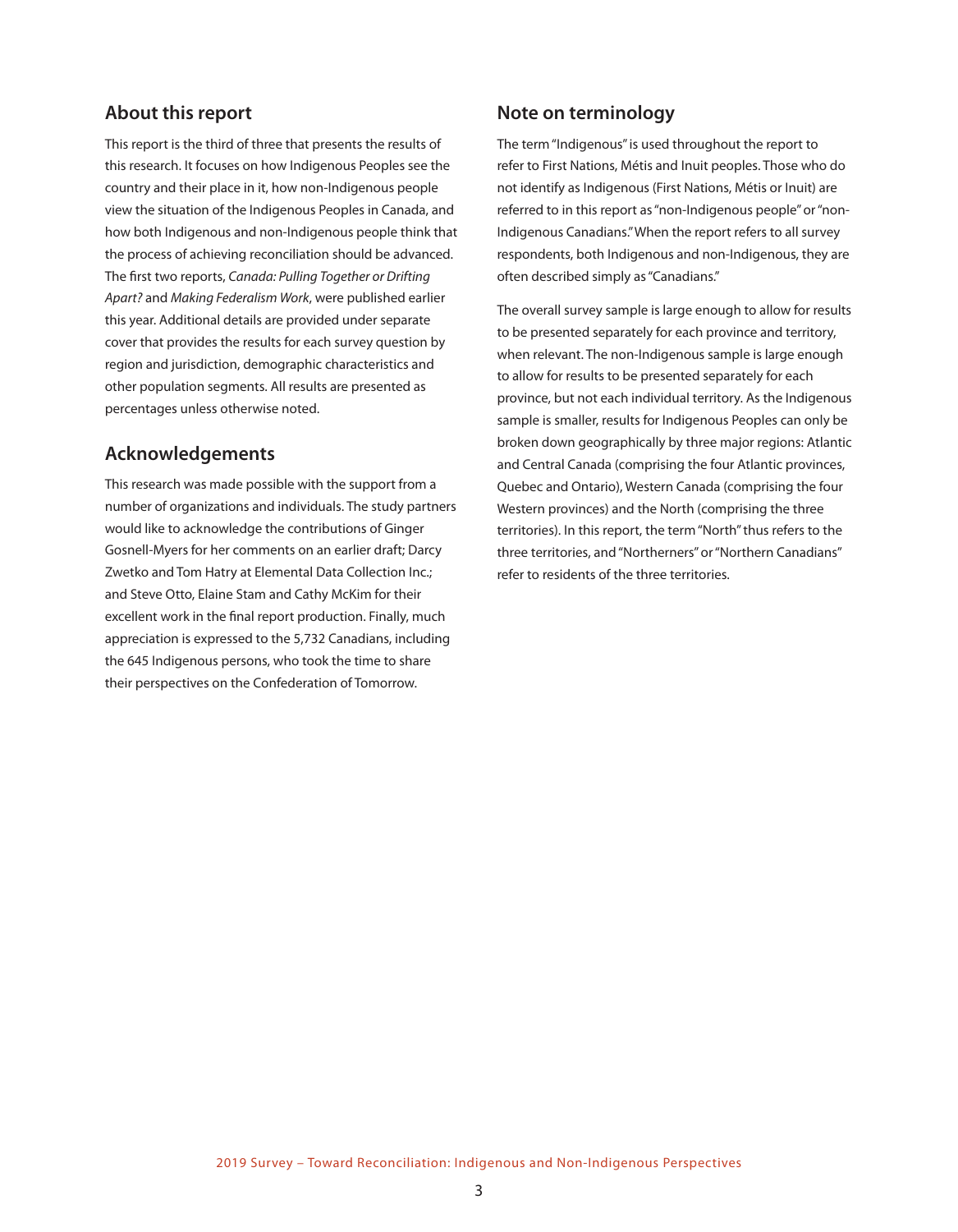## About this report

This report is the third of three that presents the results of this research. It focuses on how Indigenous Peoples see the country and their place in it, how non-Indigenous people view the situation of the Indigenous Peoples in Canada, and how both Indigenous and non-Indigenous people think that the process of achieving reconciliation should be advanced. The first two reports, *Canada: Pulling Together or Drifting Apart?* and *Making Federalism Work*, were published earlier this year. Additional details are provided under separate cover that provides the results for each survey question by region and jurisdiction, demographic characteristics and other population segments. All results are presented as percentages unless otherwise noted.

## Acknowledgements

This research was made possible with the support from a number of organizations and individuals. The study partners would like to acknowledge the contributions of Ginger Gosnell-Myers for her comments on an earlier draft; Darcy Zwetko and Tom Hatry at Elemental Data Collection Inc.; and Steve Otto, Elaine Stam and Cathy McKim for their excellent work in the final report production. Finally, much appreciation is expressed to the 5,732 Canadians, including the 645 Indigenous persons, who took the time to share their perspectives on the Confederation of Tomorrow.

## Note on terminology

The term "Indigenous" is used throughout the report to refer to First Nations, Métis and Inuit peoples. Those who do not identify as Indigenous (First Nations, Métis or Inuit) are referred to in this report as "non-Indigenous people" or "non-Indigenous Canadians." When the report refers to all survey respondents, both Indigenous and non-Indigenous, they are often described simply as "Canadians."

The overall survey sample is large enough to allow for results to be presented separately for each province and territory, when relevant. The non-Indigenous sample is large enough to allow for results to be presented separately for each province, but not each individual territory. As the Indigenous sample is smaller, results for Indigenous Peoples can only be broken down geographically by three major regions: Atlantic and Central Canada (comprising the four Atlantic provinces, Quebec and Ontario), Western Canada (comprising the four Western provinces) and the North (comprising the three territories). In this report, the term "North" thus refers to the three territories, and "Northerners" or "Northern Canadians" refer to residents of the three territories.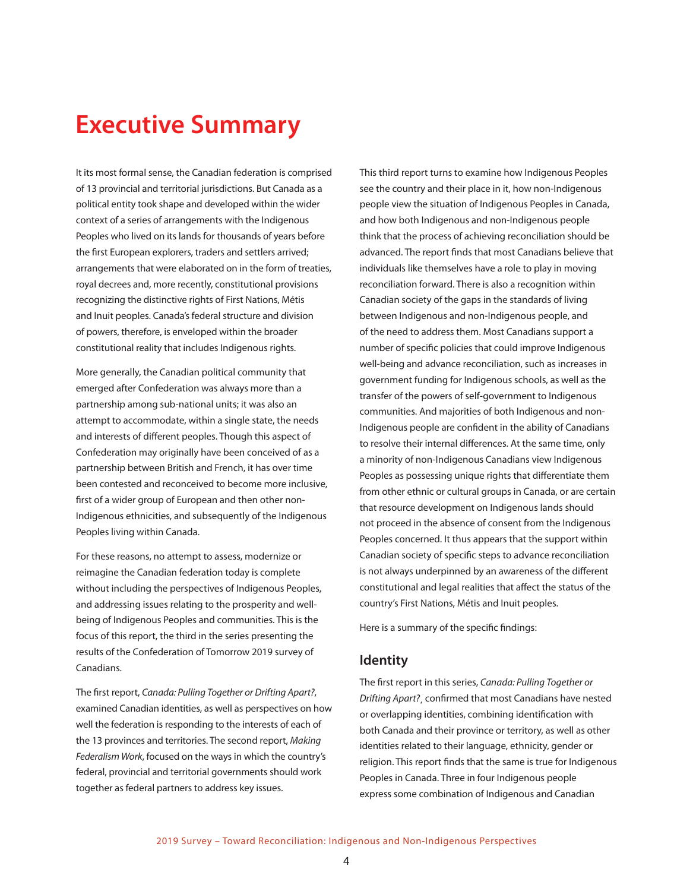# Executive Summary

It its most formal sense, the Canadian federation is comprised of 13 provincial and territorial jurisdictions. But Canada as a political entity took shape and developed within the wider context of a series of arrangements with the Indigenous Peoples who lived on its lands for thousands of years before the first European explorers, traders and settlers arrived; arrangements that were elaborated on in the form of treaties, royal decrees and, more recently, constitutional provisions recognizing the distinctive rights of First Nations, Métis and Inuit peoples. Canada's federal structure and division of powers, therefore, is enveloped within the broader constitutional reality that includes Indigenous rights.

More generally, the Canadian political community that emerged after Confederation was always more than a partnership among sub-national units; it was also an attempt to accommodate, within a single state, the needs and interests of different peoples. Though this aspect of Confederation may originally have been conceived of as a partnership between British and French, it has over time been contested and reconceived to become more inclusive, first of a wider group of European and then other non-Indigenous ethnicities, and subsequently of the Indigenous Peoples living within Canada.

For these reasons, no attempt to assess, modernize or reimagine the Canadian federation today is complete without including the perspectives of Indigenous Peoples, and addressing issues relating to the prosperity and well-being of Indigenous Peoples and communities. This is the focus of this report, the third in the series presenting the results of the Confederation of Tomorrow 2019 survey of Canadians.

The first report, *Canada: Pulling Together or Drifting Apart?*, examined Canadian identities, as well as perspectives on how well the federation is responding to the interests of each of the 13 provinces and territories. The second report, *Making Federalism Work*, focused on the ways in which the country's federal, provincial and territorial governments should work together as federal partners to address key issues.

This third report turns to examine how Indigenous Peoples see the country and their place in it, how non-Indigenous people view the situation of Indigenous Peoples in Canada, and how both Indigenous and non-Indigenous people think that the process of achieving reconciliation should be advanced. The report finds that most Canadians believe that individuals like themselves have a role to play in moving reconciliation forward. There is also a recognition within Canadian society of the gaps in the standards of living between Indigenous and non-Indigenous people, and of the need to address them. Most Canadians support a number of specific policies that could improve Indigenous well-being and advance reconciliation, such as increases in government funding for Indigenous schools, as well as the transfer of the powers of self-government to Indigenous communities. And majorities of both Indigenous and non-Indigenous people are confident in the ability of Canadians to resolve their internal differences. At the same time, only a minority of non-Indigenous Canadians view Indigenous Peoples as possessing unique rights that differentiate them from other ethnic or cultural groups in Canada, or are certain that resource development on Indigenous lands should not proceed in the absence of consent from the Indigenous Peoples concerned. It thus appears that the support within Canadian society of specific steps to advance reconciliation is not always underpinned by an awareness of the different constitutional and legal realities that affect the status of the country's First Nations, Métis and Inuit peoples.

Here is a summary of the specific findings:

## Identity

The first report in this series, *Canada: Pulling Together or Drifting Apart?*, confirmed that most Canadians have nested or overlapping identities, combining identification with both Canada and their province or territory, as well as other identities related to their language, ethnicity, gender or religion. This report finds that the same is true for Indigenous Peoples in Canada. Three in four Indigenous people express some combination of Indigenous and Canadian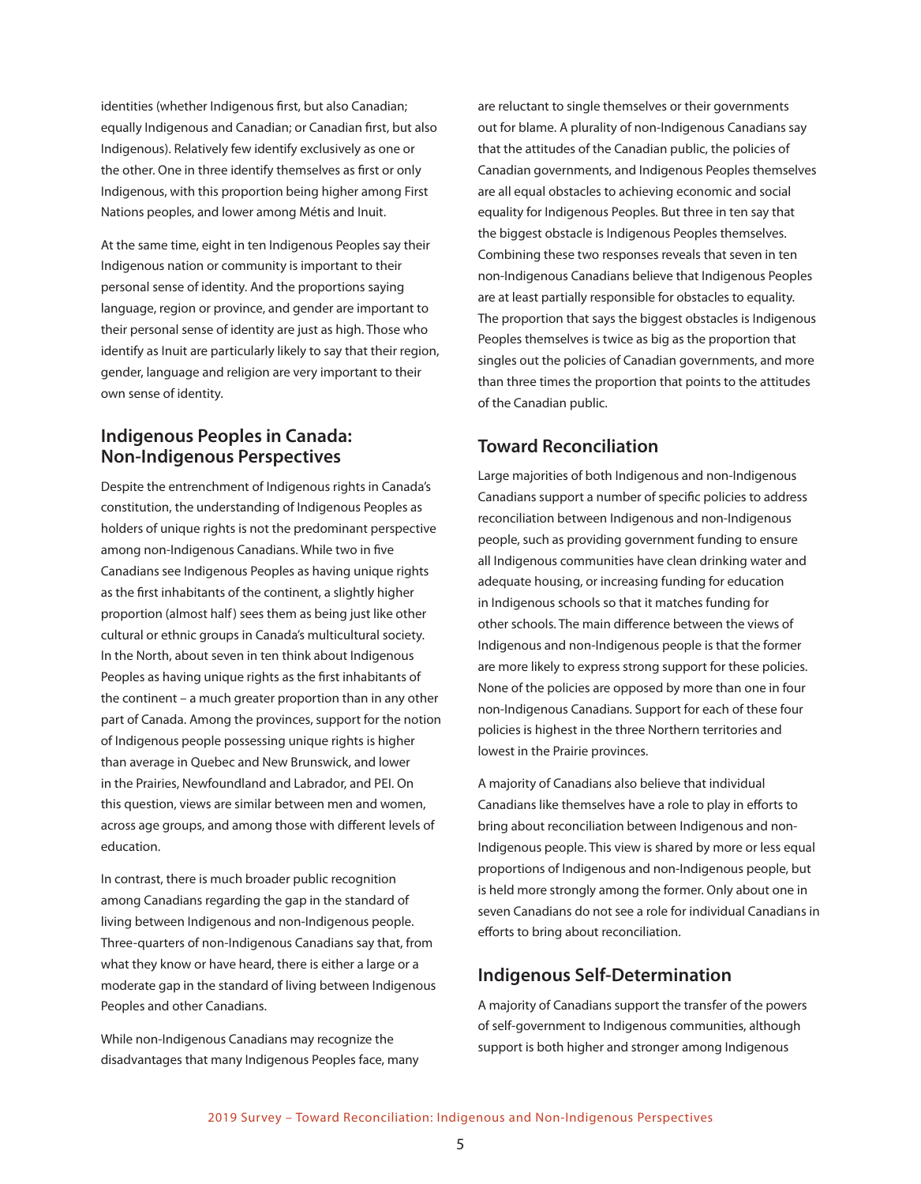identities (whether Indigenous first, but also Canadian; equally Indigenous and Canadian; or Canadian first, but also Indigenous). Relatively few identify exclusively as one or the other. One in three identify themselves as first or only Indigenous, with this proportion being higher among First Nations peoples, and lower among Métis and Inuit.

At the same time, eight in ten Indigenous Peoples say their Indigenous nation or community is important to their personal sense of identity. And the proportions saying language, region or province, and gender are important to their personal sense of identity are just as high. Those who identify as Inuit are particularly likely to say that their region, gender, language and religion are very important to their own sense of identity.

## Indigenous Peoples in Canada: Non-Indigenous Perspectives

Despite the entrenchment of Indigenous rights in Canada's constitution, the understanding of Indigenous Peoples as holders of unique rights is not the predominant perspective among non-Indigenous Canadians. While two in five Canadians see Indigenous Peoples as having unique rights as the first inhabitants of the continent, a slightly higher proportion (almost half) sees them as being just like other cultural or ethnic groups in Canada's multicultural society. In the North, about seven in ten think about Indigenous Peoples as having unique rights as the first inhabitants of the continent – a much greater proportion than in any other part of Canada. Among the provinces, support for the notion of Indigenous people possessing unique rights is higher than average in Quebec and New Brunswick, and lower in the Prairies, Newfoundland and Labrador, and PEI. On this question, views are similar between men and women, across age groups, and among those with different levels of education.

In contrast, there is much broader public recognition among Canadians regarding the gap in the standard of living between Indigenous and non-Indigenous people. Three-quarters of non-Indigenous Canadians say that, from what they know or have heard, there is either a large or a moderate gap in the standard of living between Indigenous Peoples and other Canadians.

While non-Indigenous Canadians may recognize the disadvantages that many Indigenous Peoples face, many are reluctant to single themselves or their governments out for blame. A plurality of non-Indigenous Canadians say that the attitudes of the Canadian public, the policies of Canadian governments, and Indigenous Peoples themselves are all equal obstacles to achieving economic and social equality for Indigenous Peoples. But three in ten say that the biggest obstacle is Indigenous Peoples themselves. Combining these two responses reveals that seven in ten non-Indigenous Canadians believe that Indigenous Peoples are at least partially responsible for obstacles to equality. The proportion that says the biggest obstacles is Indigenous Peoples themselves is twice as big as the proportion that singles out the policies of Canadian governments, and more than three times the proportion that points to the attitudes of the Canadian public.

## Toward Reconciliation

Large majorities of both Indigenous and non-Indigenous Canadians support a number of specific policies to address reconciliation between Indigenous and non-Indigenous people, such as providing government funding to ensure all Indigenous communities have clean drinking water and adequate housing, or increasing funding for education in Indigenous schools so that it matches funding for other schools. The main difference between the views of Indigenous and non-Indigenous people is that the former are more likely to express strong support for these policies. None of the policies are opposed by more than one in four non-Indigenous Canadians. Support for each of these four policies is highest in the three Northern territories and lowest in the Prairie provinces.

A majority of Canadians also believe that individual Canadians like themselves have a role to play in efforts to bring about reconciliation between Indigenous and non-Indigenous people. This view is shared by more or less equal proportions of Indigenous and non-Indigenous people, but is held more strongly among the former. Only about one in seven Canadians do not see a role for individual Canadians in efforts to bring about reconciliation.

## Indigenous Self-Determination

A majority of Canadians support the transfer of the powers of self-government to Indigenous communities, although support is both higher and stronger among Indigenous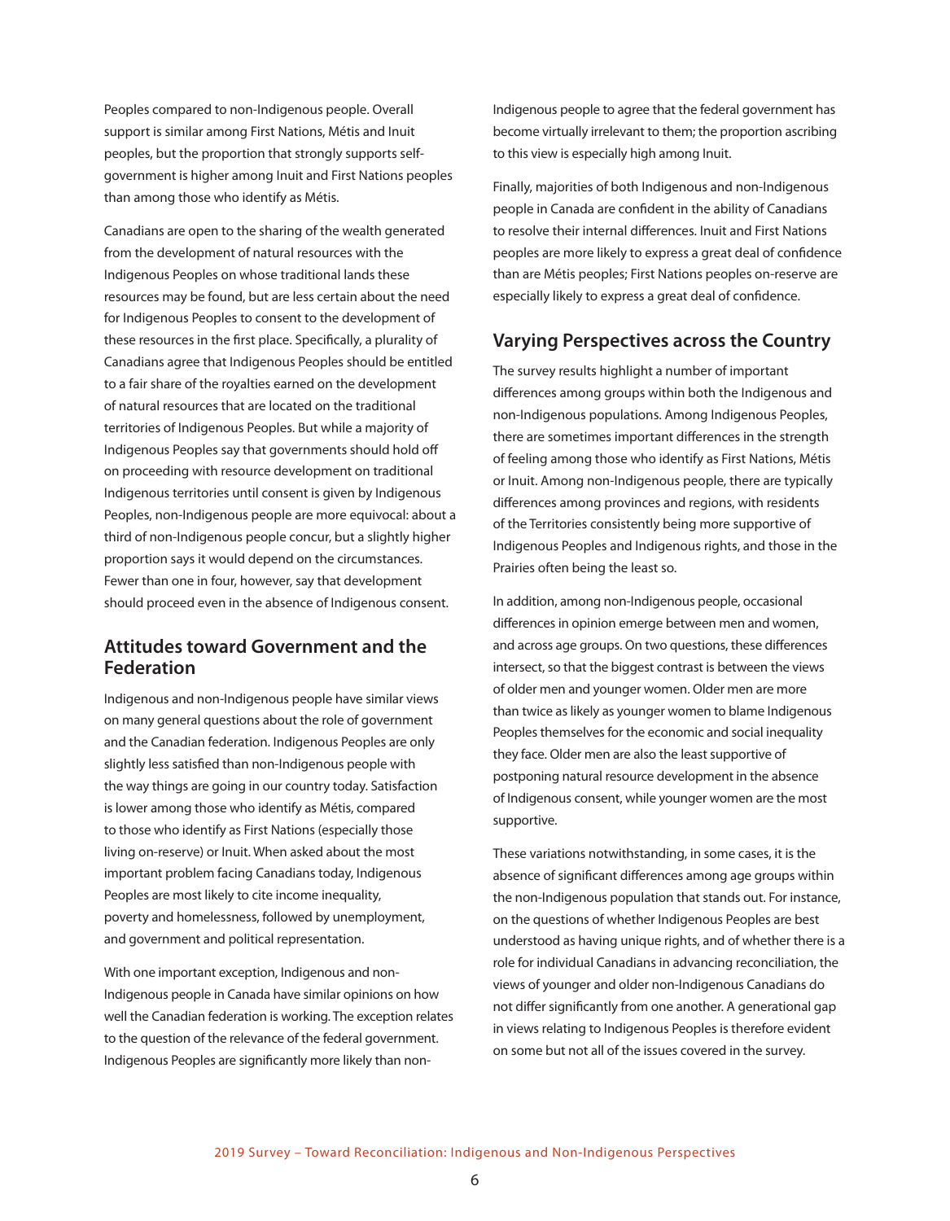Peoples compared to non-Indigenous people. Overall support is similar among First Nations, Métis and Inuit peoples, but the proportion that strongly supports self-government is higher among Inuit and First Nations peoples than among those who identify as Métis.

Canadians are open to the sharing of the wealth generated from the development of natural resources with the Indigenous Peoples on whose traditional lands these resources may be found, but are less certain about the need for Indigenous Peoples to consent to the development of these resources in the first place. Specifically, a plurality of Canadians agree that Indigenous Peoples should be entitled to a fair share of the royalties earned on the development of natural resources that are located on the traditional territories of Indigenous Peoples. But while a majority of Indigenous Peoples say that governments should hold off on proceeding with resource development on traditional Indigenous territories until consent is given by Indigenous Peoples, non-Indigenous people are more equivocal: about a third of non-Indigenous people concur, but a slightly higher proportion says it would depend on the circumstances. Fewer than one in four, however, say that development should proceed even in the absence of Indigenous consent.

## Attitudes toward Government and the Federation

Indigenous and non-Indigenous people have similar views on many general questions about the role of government and the Canadian federation. Indigenous Peoples are only slightly less satisfied than non-Indigenous people with the way things are going in our country today. Satisfaction is lower among those who identify as Métis, compared to those who identify as First Nations (especially those living on-reserve) or Inuit. When asked about the most important problem facing Canadians today, Indigenous Peoples are most likely to cite income inequality, poverty and homelessness, followed by unemployment, and government and political representation.

With one important exception, Indigenous and non-Indigenous people in Canada have similar opinions on how well the Canadian federation is working. The exception relates to the question of the relevance of the federal government. Indigenous Peoples are significantly more likely than non-Indigenous people to agree that the federal government has become virtually irrelevant to them; the proportion ascribing to this view is especially high among Inuit.

Finally, majorities of both Indigenous and non-Indigenous people in Canada are confident in the ability of Canadians to resolve their internal differences. Inuit and First Nations peoples are more likely to express a great deal of confidence than are Métis peoples; First Nations peoples on-reserve are especially likely to express a great deal of confidence.

## Varying Perspectives across the Country

The survey results highlight a number of important differences among groups within both the Indigenous and non-Indigenous populations. Among Indigenous Peoples, there are sometimes important differences in the strength of feeling among those who identify as First Nations, Métis or Inuit. Among non-Indigenous people, there are typically differences among provinces and regions, with residents of the Territories consistently being more supportive of Indigenous Peoples and Indigenous rights, and those in the Prairies often being the least so.

In addition, among non-Indigenous people, occasional differences in opinion emerge between men and women, and across age groups. On two questions, these differences intersect, so that the biggest contrast is between the views of older men and younger women. Older men are more than twice as likely as younger women to blame Indigenous Peoples themselves for the economic and social inequality they face. Older men are also the least supportive of postponing natural resource development in the absence of Indigenous consent, while younger women are the most supportive.

These variations notwithstanding, in some cases, it is the absence of significant differences among age groups within the non-Indigenous population that stands out. For instance, on the questions of whether Indigenous Peoples are best understood as having unique rights, and of whether there is a role for individual Canadians in advancing reconciliation, the views of younger and older non-Indigenous Canadians do not differ significantly from one another. A generational gap in views relating to Indigenous Peoples is therefore evident on some but not all of the issues covered in the survey.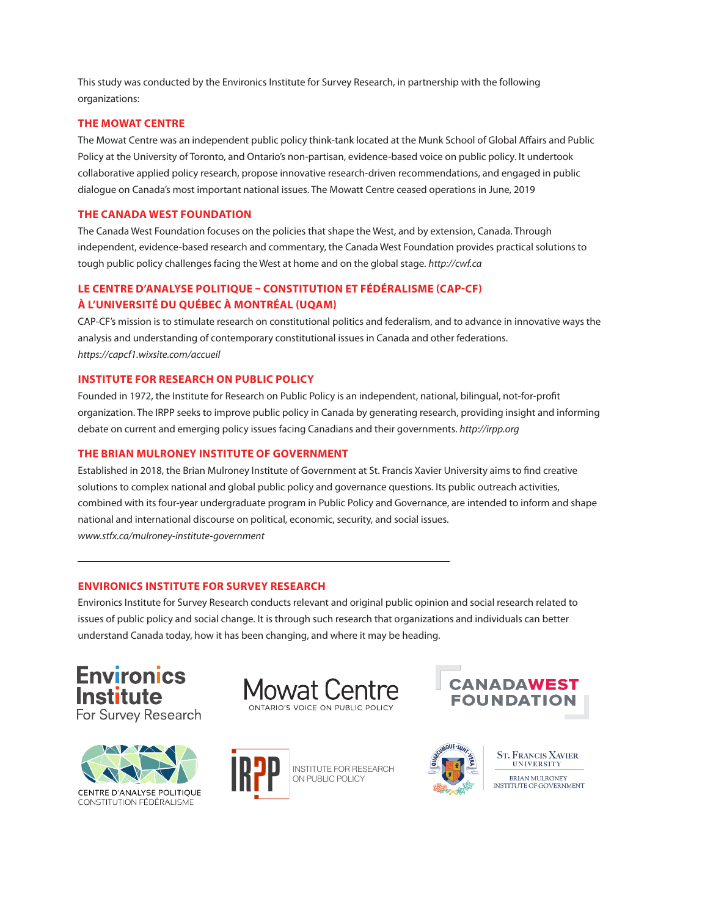This study was conducted by the Environics Institute for Survey Research, in partnership with the following organizations:

### THE MOWAT CENTRE

The Mowat Centre was an independent public policy think-tank located at the Munk School of Global Affairs and Public Policy at the University of Toronto, and Ontario's non-partisan, evidence-based voice on public policy. It undertook collaborative applied policy research, propose innovative research-driven recommendations, and engaged in public dialogue on Canada's most important national issues. The Mowatt Centre ceased operations in June, 2019

### THE CANADA WEST FOUNDATION

The Canada West Foundation focuses on the policies that shape the West, and by extension, Canada. Through independent, evidence-based research and commentary, the Canada West Foundation provides practical solutions to tough public policy challenges facing the West at home and on the global stage. *http://cwf.ca*

### LE CENTRE D'ANALYSE POLITIQUE – CONSTITUTION ET FÉDÉRALISME (CAP-CF) À L'UNIVERSITÉ DU QUÉBEC À MONTRÉAL (UQAM)

CAP-CF's mission is to stimulate research on constitutional politics and federalism, and to advance in innovative ways the analysis and understanding of contemporary constitutional issues in Canada and other federations.
*https://capcf1.wixsite.com/accueil*

### INSTITUTE FOR RESEARCH ON PUBLIC POLICY

Founded in 1972, the Institute for Research on Public Policy is an independent, national, bilingual, not-for-profit organization. The IRPP seeks to improve public policy in Canada by generating research, providing insight and informing debate on current and emerging policy issues facing Canadians and their governments. *http://irpp.org*

### THE BRIAN MULRONEY INSTITUTE OF GOVERNMENT

Established in 2018, the Brian Mulroney Institute of Government at St. Francis Xavier University aims to find creative solutions to complex national and global public policy and governance questions. Its public outreach activities, combined with its four-year undergraduate program in Public Policy and Governance, are intended to inform and shape national and international discourse on political, economic, security, and social issues.
*www.stfx.ca/mulroney-institute-government*

---

### ENVIRONICS INSTITUTE FOR SURVEY RESEARCH

Environics Institute for Survey Research conducts relevant and original public opinion and social research related to issues of public policy and social change. It is through such research that organizations and individuals can better understand Canada today, how it has been changing, and where it may be heading.